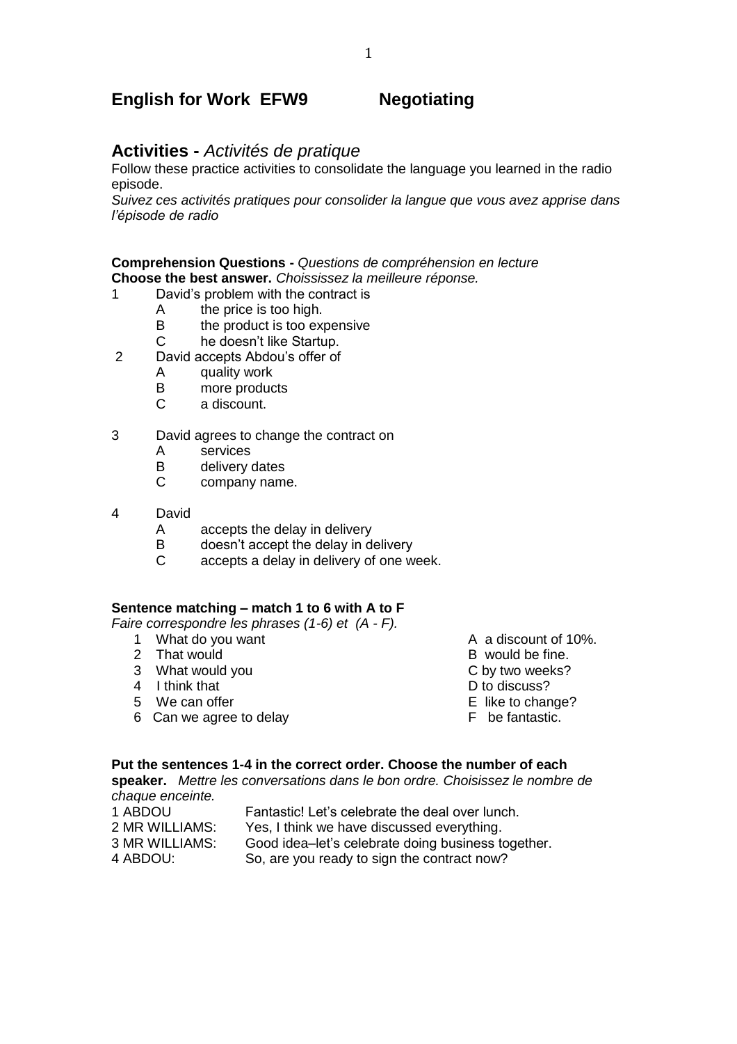## English for Work EFW9 Negotiating

## Activities - *Activités de pratique*

Follow these practice activities to consolidate the language you learned in the radio episode.

*Suivez ces activités pratiques pour consolider la langue que vous avez apprise dans l'épisode de radio*

**Comprehension Questions -** *Questions de compréhension en lecture*
**Choose the best answer.** *Choissisez la meilleure réponse.*

1 David's problem with the contract is
  - A the price is too high.
  - B the product is too expensive
  - C he doesn't like Startup.

2 David accepts Abdou's offer of
  - A quality work
  - B more products
  - C a discount.

3 David agrees to change the contract on
  - A services
  - B delivery dates
  - C company name.

4 David
  - A accepts the delay in delivery
  - B doesn't accept the delay in delivery
  - C accepts a delay in delivery of one week.

**Sentence matching – match 1 to 6 with A to F**
*Faire correspondre les phrases (1-6) et (A - F).*

| | |
|---|---|
| 1 What do you want | A a discount of 10%. |
| 2 That would | B would be fine. |
| 3 What would you | C by two weeks? |
| 4 I think that | D to discuss? |
| 5 We can offer | E like to change? |
| 6 Can we agree to delay | F be fantastic. |

**Put the sentences 1-4 in the correct order. Choose the number of each speaker.** *Mettre les conversations dans le bon ordre. Choisissez le nombre de chaque enceinte.*

| | |
|---|---|
| 1 ABDOU | Fantastic! Let's celebrate the deal over lunch. |
| 2 MR WILLIAMS: | Yes, I think we have discussed everything. |
| 3 MR WILLIAMS: | Good idea–let's celebrate doing business together. |
| 4 ABDOU: | So, are you ready to sign the contract now? |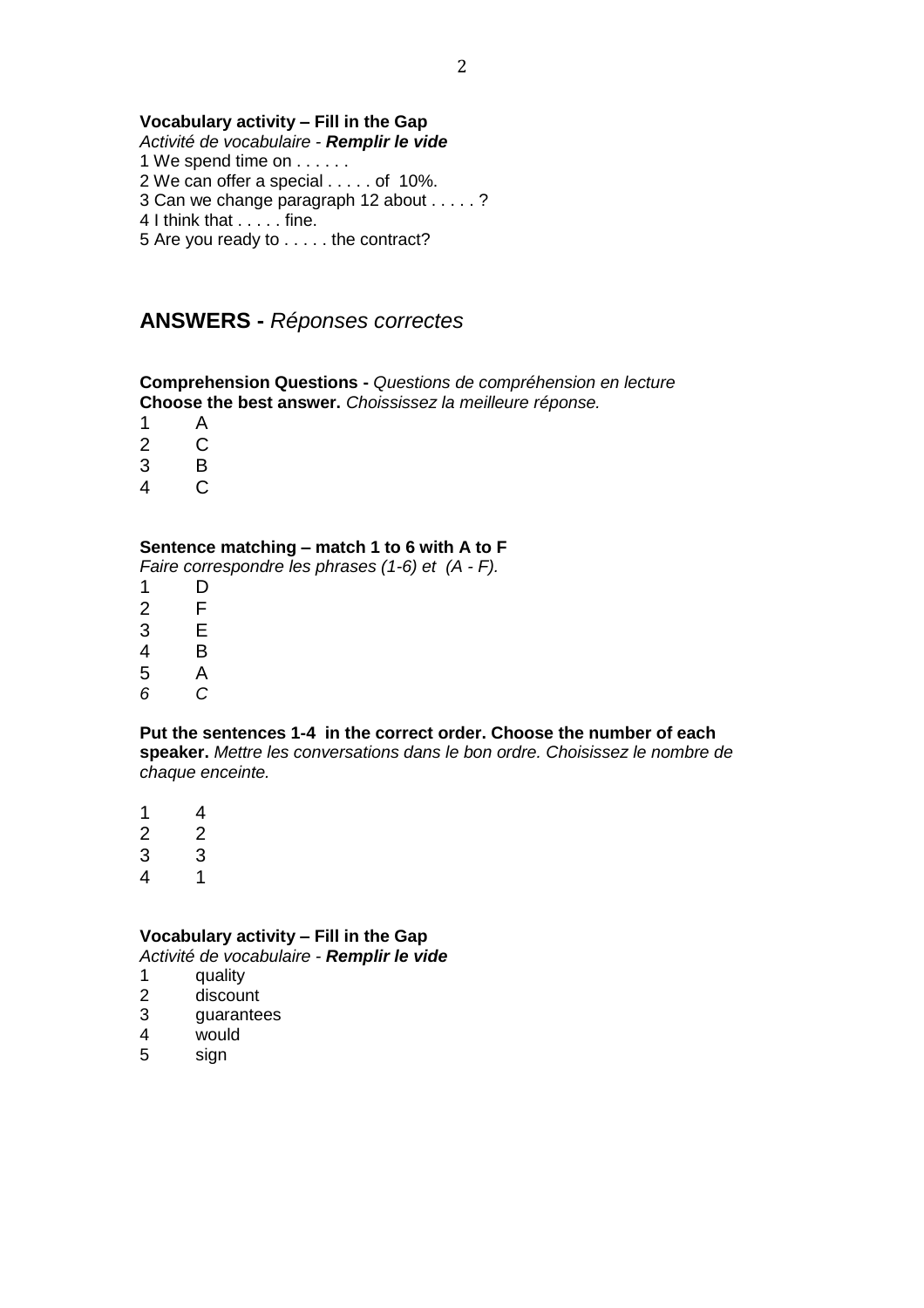**Vocabulary activity – Fill in the Gap**
*Activité de vocabulaire - **Remplir le vide***
1 We spend time on . . . . . .
2 We can offer a special . . . . . of 10%.
3 Can we change paragraph 12 about . . . . . ?
4 I think that . . . . . fine.
5 Are you ready to . . . . . the contract?

## ANSWERS - *Réponses correctes*

**Comprehension Questions -** *Questions de compréhension en lecture*
**Choose the best answer.** *Choississez la meilleure réponse.*

| | |
|---|---|
| 1 | A |
| 2 | C |
| 3 | B |
| 4 | C |

**Sentence matching – match 1 to 6 with A to F**
*Faire correspondre les phrases (1-6) et (A - F).*

| | |
|---|---|
| 1 | D |
| 2 | F |
| 3 | E |
| 4 | B |
| 5 | A |
| *6* | *C* |

**Put the sentences 1-4 in the correct order. Choose the number of each speaker.** *Mettre les conversations dans le bon ordre. Choisissez le nombre de chaque enceinte.*

| | |
|---|---|
| 1 | 4 |
| 2 | 2 |
| 3 | 3 |
| 4 | 1 |

**Vocabulary activity – Fill in the Gap**
*Activité de vocabulaire - **Remplir le vide***

| | |
|---|---|
| 1 | quality |
| 2 | discount |
| 3 | guarantees |
| 4 | would |
| 5 | sign |